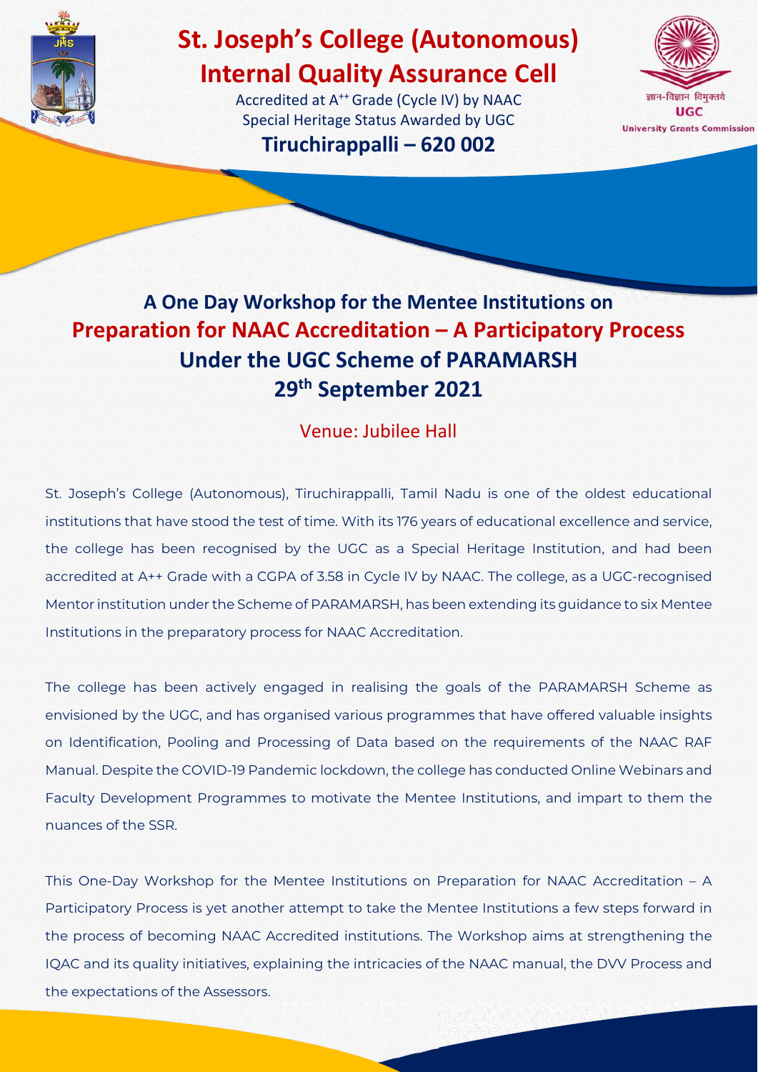# St. Joseph's College (Autonomous)
# Internal Quality Assurance Cell

Accredited at A++ Grade (Cycle IV) by NAAC
Special Heritage Status Awarded by UGC

**Tiruchirappalli – 620 002**

ज्ञान-विज्ञान विमुक्तये
UGC
University Grants Commission

## A One Day Workshop for the Mentee Institutions on
## Preparation for NAAC Accreditation – A Participatory Process
## Under the UGC Scheme of PARAMARSH
## 29th September 2021

Venue: Jubilee Hall

St. Joseph's College (Autonomous), Tiruchirappalli, Tamil Nadu is one of the oldest educational institutions that have stood the test of time. With its 176 years of educational excellence and service, the college has been recognised by the UGC as a Special Heritage Institution, and had been accredited at A++ Grade with a CGPA of 3.58 in Cycle IV by NAAC. The college, as a UGC-recognised Mentor institution under the Scheme of PARAMARSH, has been extending its guidance to six Mentee Institutions in the preparatory process for NAAC Accreditation.

The college has been actively engaged in realising the goals of the PARAMARSH Scheme as envisioned by the UGC, and has organised various programmes that have offered valuable insights on Identification, Pooling and Processing of Data based on the requirements of the NAAC RAF Manual. Despite the COVID-19 Pandemic lockdown, the college has conducted Online Webinars and Faculty Development Programmes to motivate the Mentee Institutions, and impart to them the nuances of the SSR.

This One-Day Workshop for the Mentee Institutions on Preparation for NAAC Accreditation – A Participatory Process is yet another attempt to take the Mentee Institutions a few steps forward in the process of becoming NAAC Accredited institutions. The Workshop aims at strengthening the IQAC and its quality initiatives, explaining the intricacies of the NAAC manual, the DVV Process and the expectations of the Assessors.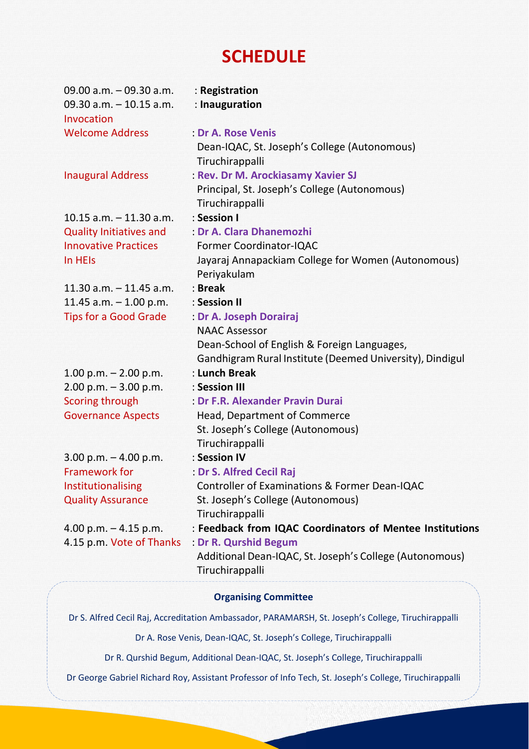# SCHEDULE

| | |
|---|---|
| 09.00 a.m. – 09.30 a.m. | : **Registration** |
| 09.30 a.m. – 10.15 a.m. | : **Inauguration** |
| Invocation | |
| Welcome Address | : **Dr A. Rose Venis**<br>Dean-IQAC, St. Joseph's College (Autonomous)<br>Tiruchirappalli |
| Inaugural Address | : **Rev. Dr M. Arockiasamy Xavier SJ**<br>Principal, St. Joseph's College (Autonomous)<br>Tiruchirappalli |
| 10.15 a.m. – 11.30 a.m. | : **Session I** |
| Quality Initiatives and Innovative Practices In HEIs | : **Dr A. Clara Dhanemozhi**<br>Former Coordinator-IQAC<br>Jayaraj Annapackiam College for Women (Autonomous)<br>Periyakulam |
| 11.30 a.m. – 11.45 a.m. | : **Break** |
| 11.45 a.m. – 1.00 p.m. | : **Session II** |
| Tips for a Good Grade | : **Dr A. Joseph Dorairaj**<br>NAAC Assessor<br>Dean-School of English & Foreign Languages,<br>Gandhigram Rural Institute (Deemed University), Dindigul |
| 1.00 p.m. – 2.00 p.m. | : **Lunch Break** |
| 2.00 p.m. – 3.00 p.m. | : **Session III** |
| Scoring through Governance Aspects | : **Dr F.R. Alexander Pravin Durai**<br>Head, Department of Commerce<br>St. Joseph's College (Autonomous)<br>Tiruchirappalli |
| 3.00 p.m. – 4.00 p.m. | : **Session IV** |
| Framework for Institutionalising Quality Assurance | : **Dr S. Alfred Cecil Raj**<br>Controller of Examinations & Former Dean-IQAC<br>St. Joseph's College (Autonomous)<br>Tiruchirappalli |
| 4.00 p.m. – 4.15 p.m. | : **Feedback from IQAC Coordinators of Mentee Institutions** |
| 4.15 p.m. Vote of Thanks | : **Dr R. Qurshid Begum**<br>Additional Dean-IQAC, St. Joseph's College (Autonomous)<br>Tiruchirappalli |

**Organising Committee**

Dr S. Alfred Cecil Raj, Accreditation Ambassador, PARAMARSH, St. Joseph's College, Tiruchirappalli

Dr A. Rose Venis, Dean-IQAC, St. Joseph's College, Tiruchirappalli

Dr R. Qurshid Begum, Additional Dean-IQAC, St. Joseph's College, Tiruchirappalli

Dr George Gabriel Richard Roy, Assistant Professor of Info Tech, St. Joseph's College, Tiruchirappalli